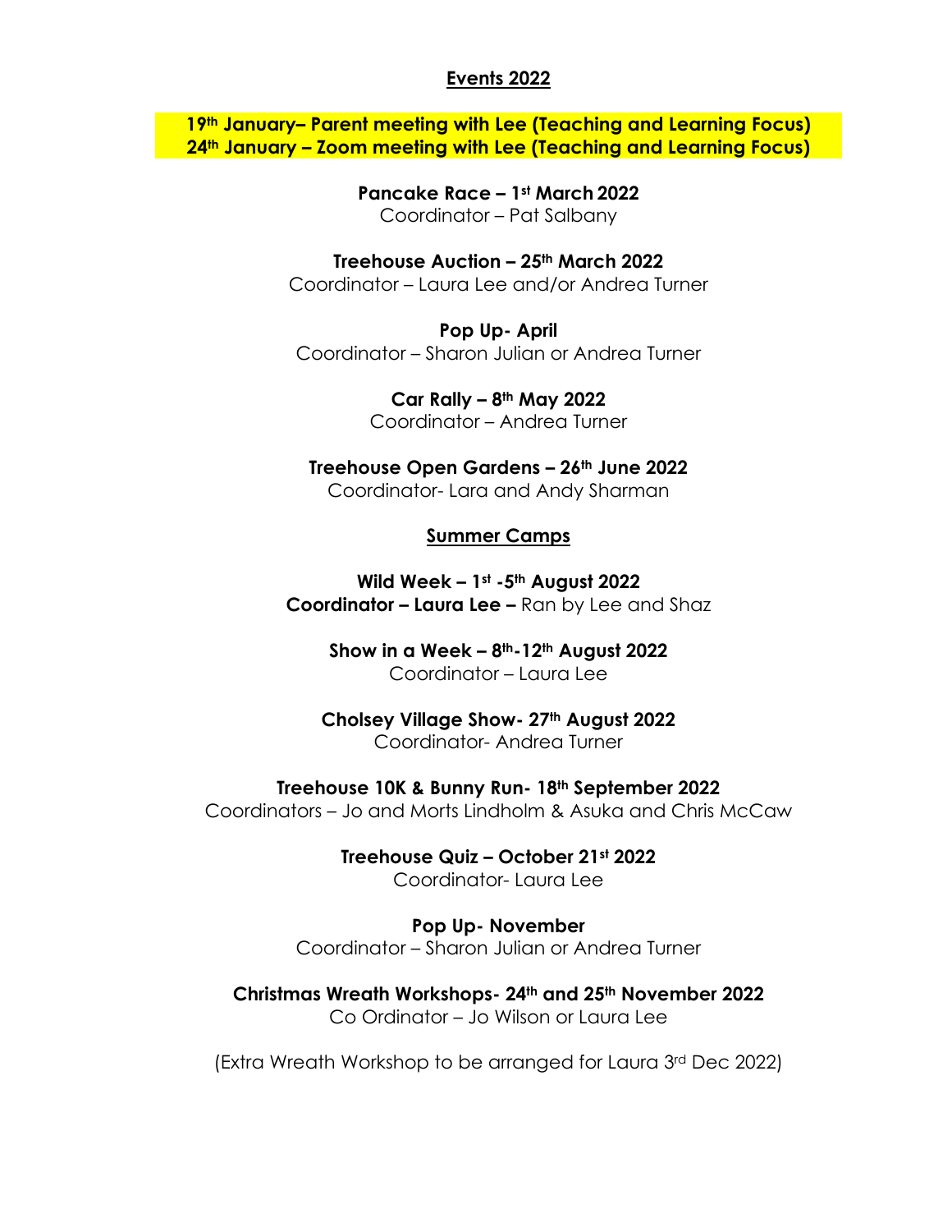## Events 2022

**19th January– Parent meeting with Lee (Teaching and Learning Focus)**
**24th January – Zoom meeting with Lee (Teaching and Learning Focus)**

**Pancake Race – 1st March 2022**
Coordinator – Pat Salbany

**Treehouse Auction – 25th March 2022**
Coordinator – Laura Lee and/or Andrea Turner

**Pop Up- April**
Coordinator – Sharon Julian or Andrea Turner

**Car Rally – 8th May 2022**
Coordinator – Andrea Turner

**Treehouse Open Gardens – 26th June 2022**
Coordinator- Lara and Andy Sharman

## Summer Camps

**Wild Week – 1st -5th August 2022**
**Coordinator – Laura Lee –** Ran by Lee and Shaz

**Show in a Week – 8th-12th August 2022**
Coordinator – Laura Lee

**Cholsey Village Show- 27th August 2022**
Coordinator- Andrea Turner

**Treehouse 10K & Bunny Run- 18th September 2022**
Coordinators – Jo and Morts Lindholm & Asuka and Chris McCaw

**Treehouse Quiz – October 21st 2022**
Coordinator- Laura Lee

**Pop Up- November**
Coordinator – Sharon Julian or Andrea Turner

**Christmas Wreath Workshops- 24th and 25th November 2022**
Co Ordinator – Jo Wilson or Laura Lee

(Extra Wreath Workshop to be arranged for Laura 3rd Dec 2022)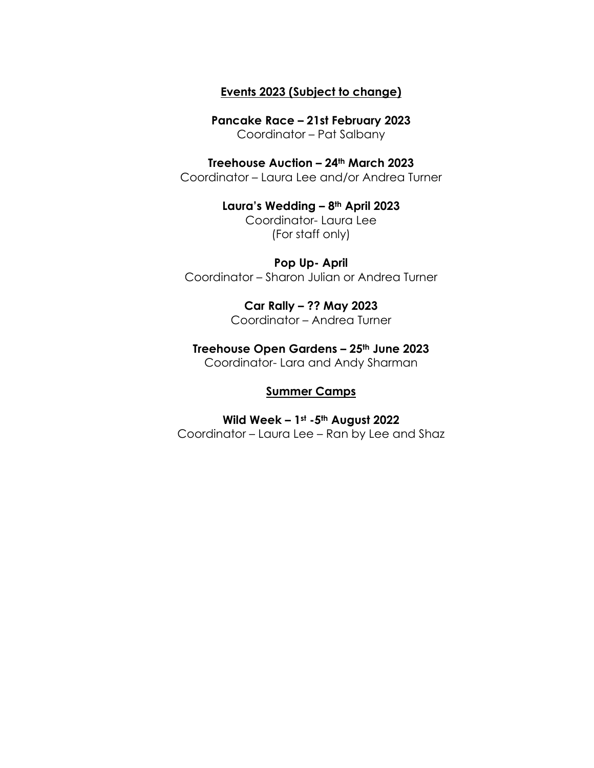**<u>Events 2023 (Subject to change)</u>**

**Pancake Race – 21st February 2023**
Coordinator – Pat Salbany

**Treehouse Auction – 24th March 2023**
Coordinator – Laura Lee and/or Andrea Turner

**Laura's Wedding – 8th April 2023**
Coordinator- Laura Lee
(For staff only)

**Pop Up- April**
Coordinator – Sharon Julian or Andrea Turner

**Car Rally – ?? May 2023**
Coordinator – Andrea Turner

**Treehouse Open Gardens – 25th June 2023**
Coordinator- Lara and Andy Sharman

**<u>Summer Camps</u>**

**Wild Week – 1st -5th August 2022**
Coordinator – Laura Lee – Ran by Lee and Shaz